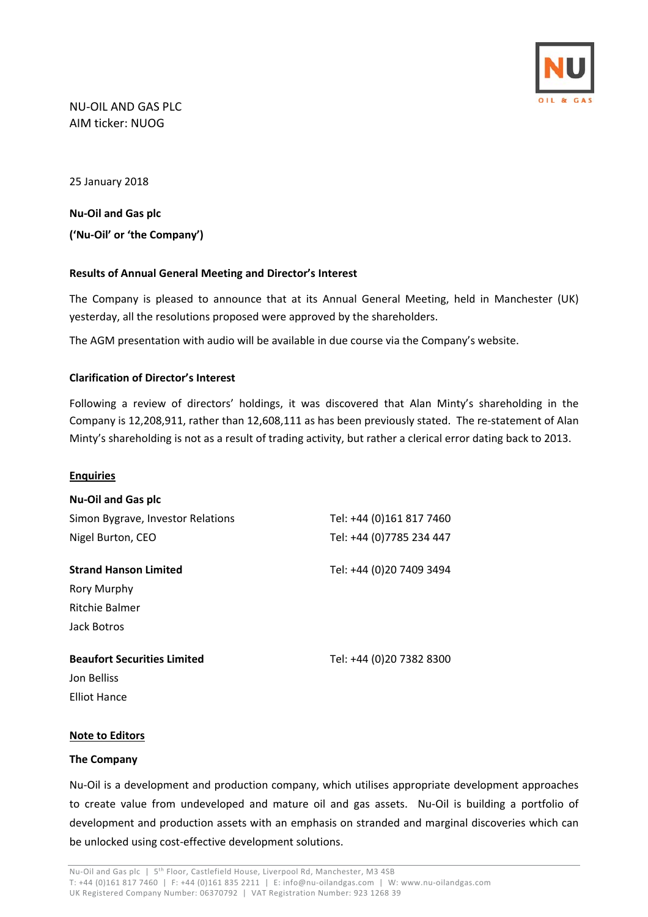NU-OIL AND GAS PLC
AIM ticker: NUOG

25 January 2018

**Nu-Oil and Gas plc**

**('Nu-Oil' or 'the Company')**

**Results of Annual General Meeting and Director's Interest**

The Company is pleased to announce that at its Annual General Meeting, held in Manchester (UK) yesterday, all the resolutions proposed were approved by the shareholders.

The AGM presentation with audio will be available in due course via the Company's website.

**Clarification of Director's Interest**

Following a review of directors' holdings, it was discovered that Alan Minty's shareholding in the Company is 12,208,911, rather than 12,608,111 as has been previously stated. The re-statement of Alan Minty's shareholding is not as a result of trading activity, but rather a clerical error dating back to 2013.

**Enquiries**

**Nu-Oil and Gas plc**
Simon Bygrave, Investor Relations — Tel: +44 (0)161 817 7460
Nigel Burton, CEO — Tel: +44 (0)7785 234 447

**Strand Hanson Limited** — Tel: +44 (0)20 7409 3494
Rory Murphy
Ritchie Balmer
Jack Botros

**Beaufort Securities Limited** — Tel: +44 (0)20 7382 8300
Jon Belliss
Elliot Hance

**Note to Editors**

**The Company**

Nu-Oil is a development and production company, which utilises appropriate development approaches to create value from undeveloped and mature oil and gas assets. Nu-Oil is building a portfolio of development and production assets with an emphasis on stranded and marginal discoveries which can be unlocked using cost-effective development solutions.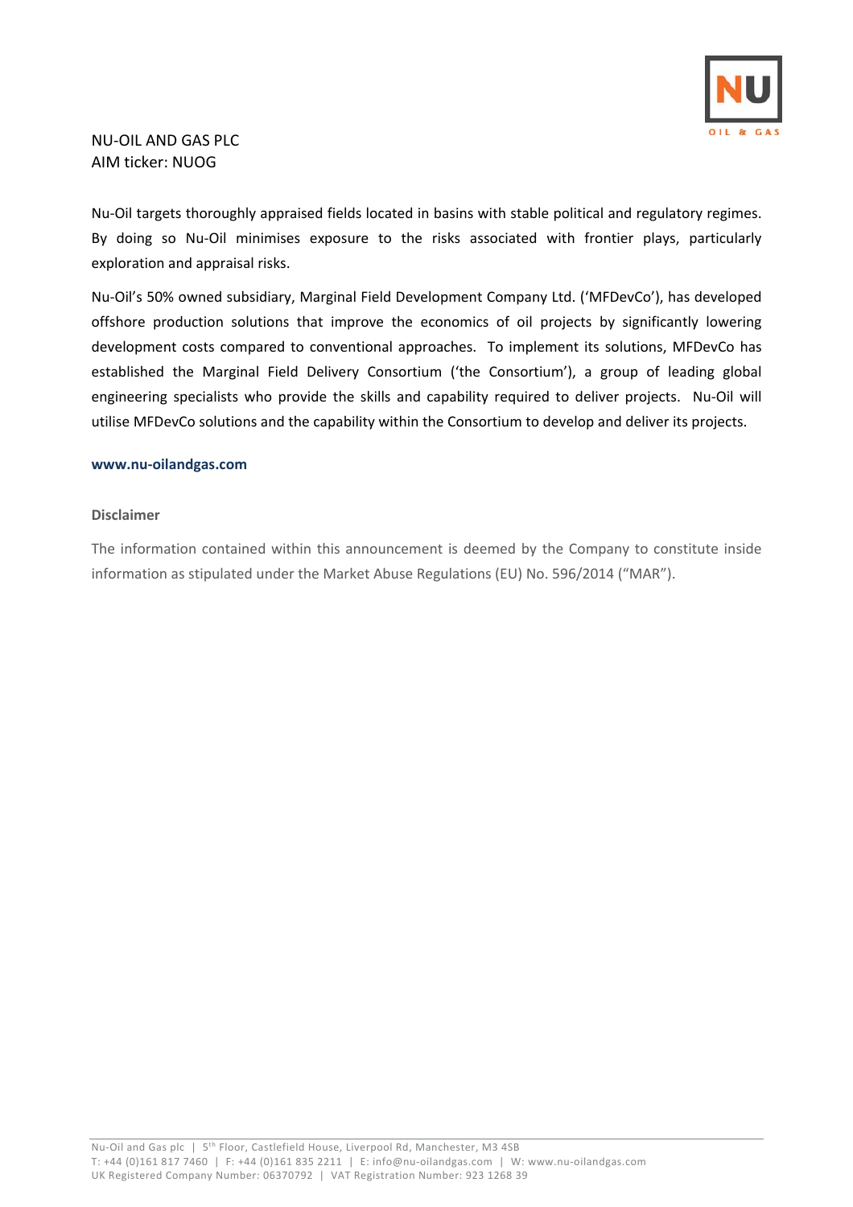NU-OIL AND GAS PLC
AIM ticker: NUOG

Nu-Oil targets thoroughly appraised fields located in basins with stable political and regulatory regimes. By doing so Nu-Oil minimises exposure to the risks associated with frontier plays, particularly exploration and appraisal risks.

Nu-Oil's 50% owned subsidiary, Marginal Field Development Company Ltd. ('MFDevCo'), has developed offshore production solutions that improve the economics of oil projects by significantly lowering development costs compared to conventional approaches. To implement its solutions, MFDevCo has established the Marginal Field Delivery Consortium ('the Consortium'), a group of leading global engineering specialists who provide the skills and capability required to deliver projects. Nu-Oil will utilise MFDevCo solutions and the capability within the Consortium to develop and deliver its projects.

**www.nu-oilandgas.com**

**Disclaimer**

The information contained within this announcement is deemed by the Company to constitute inside information as stipulated under the Market Abuse Regulations (EU) No. 596/2014 ("MAR").